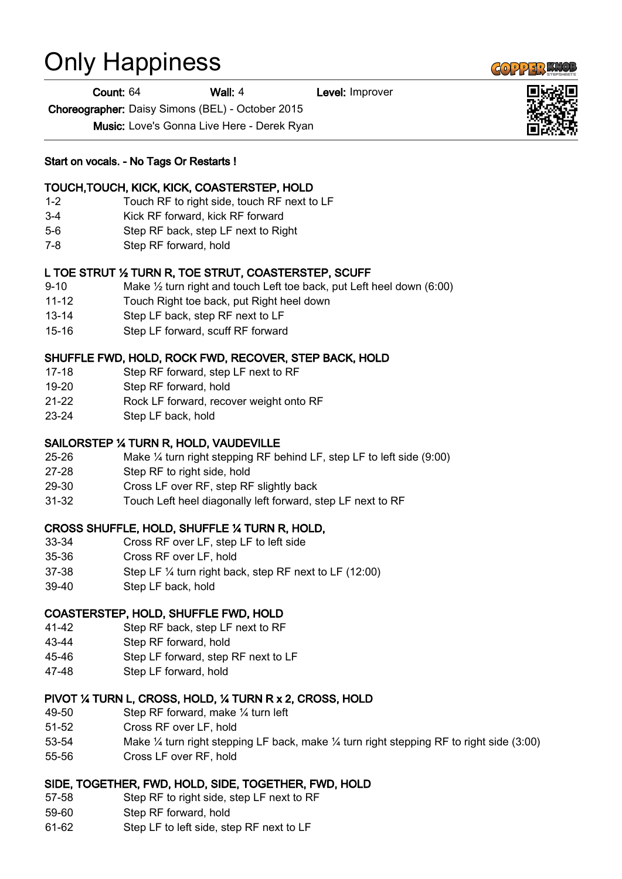# Only Happiness

**Count:** 64 **Wall:** 4 **Level:** Improver

**Choreographer:** Daisy Simons (BEL) - October 2015

**Music:** Love's Gonna Live Here - Derek Ryan

**Start on vocals. - No Tags Or Restarts !**

**TOUCH,TOUCH, KICK, KICK, COASTERSTEP, HOLD**

| | |
|---|---|
| 1-2 | Touch RF to right side, touch RF next to LF |
| 3-4 | Kick RF forward, kick RF forward |
| 5-6 | Step RF back, step LF next to Right |
| 7-8 | Step RF forward, hold |

**L TOE STRUT ½ TURN R, TOE STRUT, COASTERSTEP, SCUFF**

| | |
|---|---|
| 9-10 | Make ½ turn right and touch Left toe back, put Left heel down (6:00) |
| 11-12 | Touch Right toe back, put Right heel down |
| 13-14 | Step LF back, step RF next to LF |
| 15-16 | Step LF forward, scuff RF forward |

**SHUFFLE FWD, HOLD, ROCK FWD, RECOVER, STEP BACK, HOLD**

| | |
|---|---|
| 17-18 | Step RF forward, step LF next to RF |
| 19-20 | Step RF forward, hold |
| 21-22 | Rock LF forward, recover weight onto RF |
| 23-24 | Step LF back, hold |

**SAILORSTEP ¼ TURN R, HOLD, VAUDEVILLE**

| | |
|---|---|
| 25-26 | Make ¼ turn right stepping RF behind LF, step LF to left side (9:00) |
| 27-28 | Step RF to right side, hold |
| 29-30 | Cross LF over RF, step RF slightly back |
| 31-32 | Touch Left heel diagonally left forward, step LF next to RF |

**CROSS SHUFFLE, HOLD, SHUFFLE ¼ TURN R, HOLD,**

| | |
|---|---|
| 33-34 | Cross RF over LF, step LF to left side |
| 35-36 | Cross RF over LF, hold |
| 37-38 | Step LF ¼ turn right back, step RF next to LF (12:00) |
| 39-40 | Step LF back, hold |

**COASTERSTEP, HOLD, SHUFFLE FWD, HOLD**

| | |
|---|---|
| 41-42 | Step RF back, step LF next to RF |
| 43-44 | Step RF forward, hold |
| 45-46 | Step LF forward, step RF next to LF |
| 47-48 | Step LF forward, hold |

**PIVOT ¼ TURN L, CROSS, HOLD, ¼ TURN R x 2, CROSS, HOLD**

| | |
|---|---|
| 49-50 | Step RF forward, make ¼ turn left |
| 51-52 | Cross RF over LF, hold |
| 53-54 | Make ¼ turn right stepping LF back, make ¼ turn right stepping RF to right side (3:00) |
| 55-56 | Cross LF over RF, hold |

**SIDE, TOGETHER, FWD, HOLD, SIDE, TOGETHER, FWD, HOLD**

| | |
|---|---|
| 57-58 | Step RF to right side, step LF next to RF |
| 59-60 | Step RF forward, hold |
| 61-62 | Step LF to left side, step RF next to LF |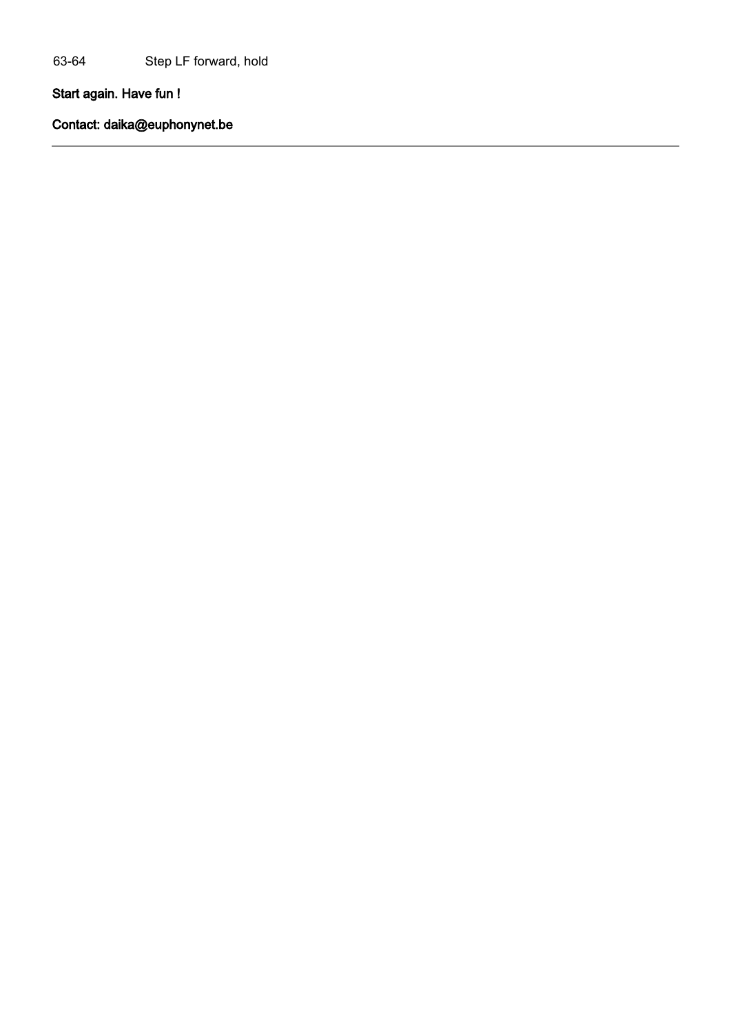63-64 Step LF forward, hold

**Start again. Have fun !**

**Contact: daika@euphonynet.be**

---